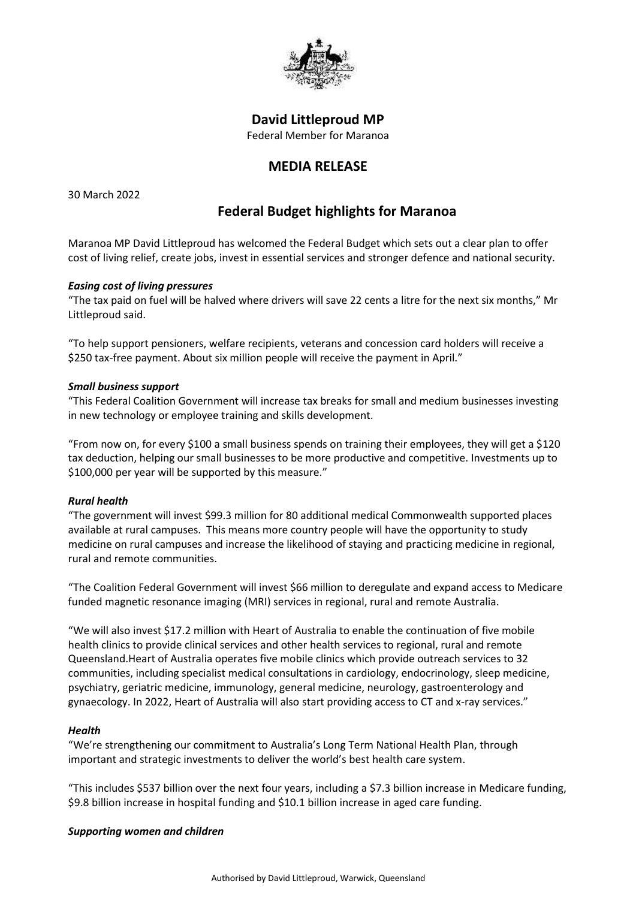# David Littleproud MP

Federal Member for Maranoa

## MEDIA RELEASE

30 March 2022

## Federal Budget highlights for Maranoa

Maranoa MP David Littleproud has welcomed the Federal Budget which sets out a clear plan to offer cost of living relief, create jobs, invest in essential services and stronger defence and national security.

***Easing cost of living pressures***

"The tax paid on fuel will be halved where drivers will save 22 cents a litre for the next six months," Mr Littleproud said.

"To help support pensioners, welfare recipients, veterans and concession card holders will receive a $250 tax-free payment. About six million people will receive the payment in April."

***Small business support***

"This Federal Coalition Government will increase tax breaks for small and medium businesses investing in new technology or employee training and skills development.

"From now on, for every $100 a small business spends on training their employees, they will get a $120 tax deduction, helping our small businesses to be more productive and competitive. Investments up to $100,000 per year will be supported by this measure."

***Rural health***

"The government will invest $99.3 million for 80 additional medical Commonwealth supported places available at rural campuses. This means more country people will have the opportunity to study medicine on rural campuses and increase the likelihood of staying and practicing medicine in regional, rural and remote communities.

"The Coalition Federal Government will invest $66 million to deregulate and expand access to Medicare funded magnetic resonance imaging (MRI) services in regional, rural and remote Australia.

"We will also invest $17.2 million with Heart of Australia to enable the continuation of five mobile health clinics to provide clinical services and other health services to regional, rural and remote Queensland.Heart of Australia operates five mobile clinics which provide outreach services to 32 communities, including specialist medical consultations in cardiology, endocrinology, sleep medicine, psychiatry, geriatric medicine, immunology, general medicine, neurology, gastroenterology and gynaecology. In 2022, Heart of Australia will also start providing access to CT and x-ray services."

***Health***

"We're strengthening our commitment to Australia's Long Term National Health Plan, through important and strategic investments to deliver the world's best health care system.

"This includes $537 billion over the next four years, including a $7.3 billion increase in Medicare funding, $9.8 billion increase in hospital funding and $10.1 billion increase in aged care funding.

***Supporting women and children***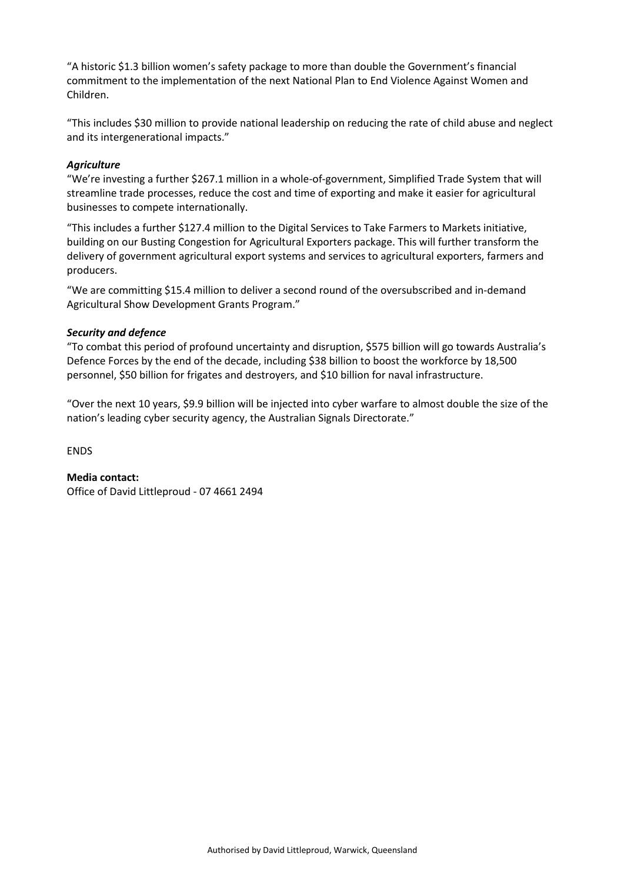"A historic $1.3 billion women's safety package to more than double the Government's financial commitment to the implementation of the next National Plan to End Violence Against Women and Children.

"This includes $30 million to provide national leadership on reducing the rate of child abuse and neglect and its intergenerational impacts."

***Agriculture***

"We're investing a further $267.1 million in a whole-of-government, Simplified Trade System that will streamline trade processes, reduce the cost and time of exporting and make it easier for agricultural businesses to compete internationally.

"This includes a further $127.4 million to the Digital Services to Take Farmers to Markets initiative, building on our Busting Congestion for Agricultural Exporters package. This will further transform the delivery of government agricultural export systems and services to agricultural exporters, farmers and producers.

"We are committing $15.4 million to deliver a second round of the oversubscribed and in-demand Agricultural Show Development Grants Program."

***Security and defence***

"To combat this period of profound uncertainty and disruption, $575 billion will go towards Australia's Defence Forces by the end of the decade, including $38 billion to boost the workforce by 18,500 personnel, $50 billion for frigates and destroyers, and $10 billion for naval infrastructure.

"Over the next 10 years, $9.9 billion will be injected into cyber warfare to almost double the size of the nation's leading cyber security agency, the Australian Signals Directorate."

ENDS

**Media contact:**
Office of David Littleproud - 07 4661 2494

Authorised by David Littleproud, Warwick, Queensland